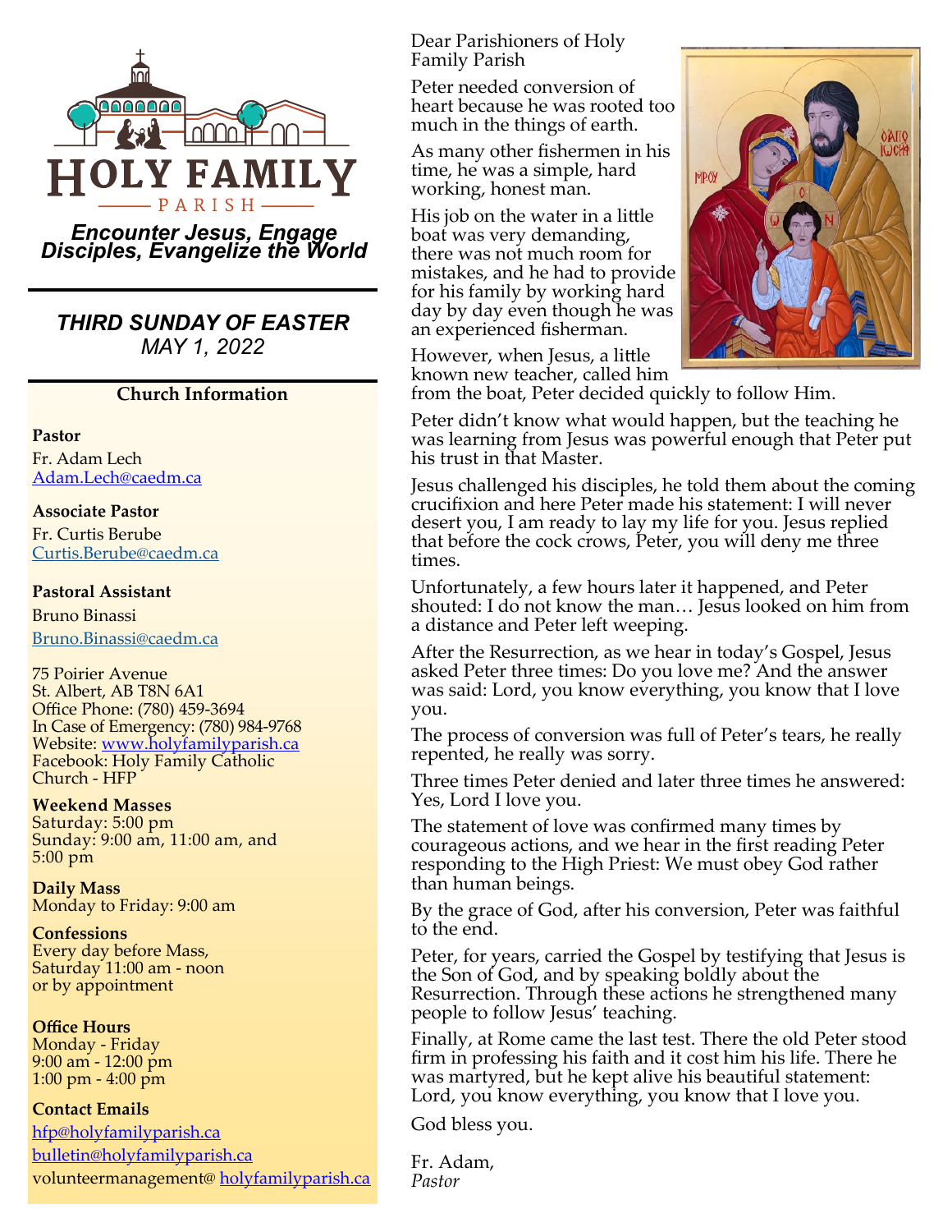# HOLY FAMILY

PARISH

*Encounter Jesus, Engage Disciples, Evangelize the World*

## *THIRD SUNDAY OF EASTER*

*MAY 1, 2022*

### Church Information

**Pastor**
Fr. Adam Lech
Adam.Lech@caedm.ca

**Associate Pastor**
Fr. Curtis Berube
Curtis.Berube@caedm.ca

**Pastoral Assistant**
Bruno Binassi
Bruno.Binassi@caedm.ca

75 Poirier Avenue
St. Albert, AB T8N 6A1
Office Phone: (780) 459-3694
In Case of Emergency: (780) 984-9768
Website: www.holyfamilyparish.ca
Facebook: Holy Family Catholic Church - HFP

**Weekend Masses**
Saturday: 5:00 pm
Sunday: 9:00 am, 11:00 am, and 5:00 pm

**Daily Mass**
Monday to Friday: 9:00 am

**Confessions**
Every day before Mass,
Saturday 11:00 am - noon
or by appointment

**Office Hours**
Monday - Friday
9:00 am - 12:00 pm
1:00 pm - 4:00 pm

**Contact Emails**
hfp@holyfamilyparish.ca
bulletin@holyfamilyparish.ca
volunteermanagement@ holyfamilyparish.ca

Dear Parishioners of Holy Family Parish

Peter needed conversion of heart because he was rooted too much in the things of earth.

As many other fishermen in his time, he was a simple, hard working, honest man.

His job on the water in a little boat was very demanding, there was not much room for mistakes, and he had to provide for his family by working hard day by day even though he was an experienced fisherman.

However, when Jesus, a little known new teacher, called him from the boat, Peter decided quickly to follow Him.

Peter didn't know what would happen, but the teaching he was learning from Jesus was powerful enough that Peter put his trust in that Master.

Jesus challenged his disciples, he told them about the coming crucifixion and here Peter made his statement: I will never desert you, I am ready to lay my life for you. Jesus replied that before the cock crows, Peter, you will deny me three times.

Unfortunately, a few hours later it happened, and Peter shouted: I do not know the man… Jesus looked on him from a distance and Peter left weeping.

After the Resurrection, as we hear in today's Gospel, Jesus asked Peter three times: Do you love me? And the answer was said: Lord, you know everything, you know that I love you.

The process of conversion was full of Peter's tears, he really repented, he really was sorry.

Three times Peter denied and later three times he answered: Yes, Lord I love you.

The statement of love was confirmed many times by courageous actions, and we hear in the first reading Peter responding to the High Priest: We must obey God rather than human beings.

By the grace of God, after his conversion, Peter was faithful to the end.

Peter, for years, carried the Gospel by testifying that Jesus is the Son of God, and by speaking boldly about the Resurrection. Through these actions he strengthened many people to follow Jesus' teaching.

Finally, at Rome came the last test. There the old Peter stood firm in professing his faith and it cost him his life. There he was martyred, but he kept alive his beautiful statement: Lord, you know everything, you know that I love you.

God bless you.

Fr. Adam,
*Pastor*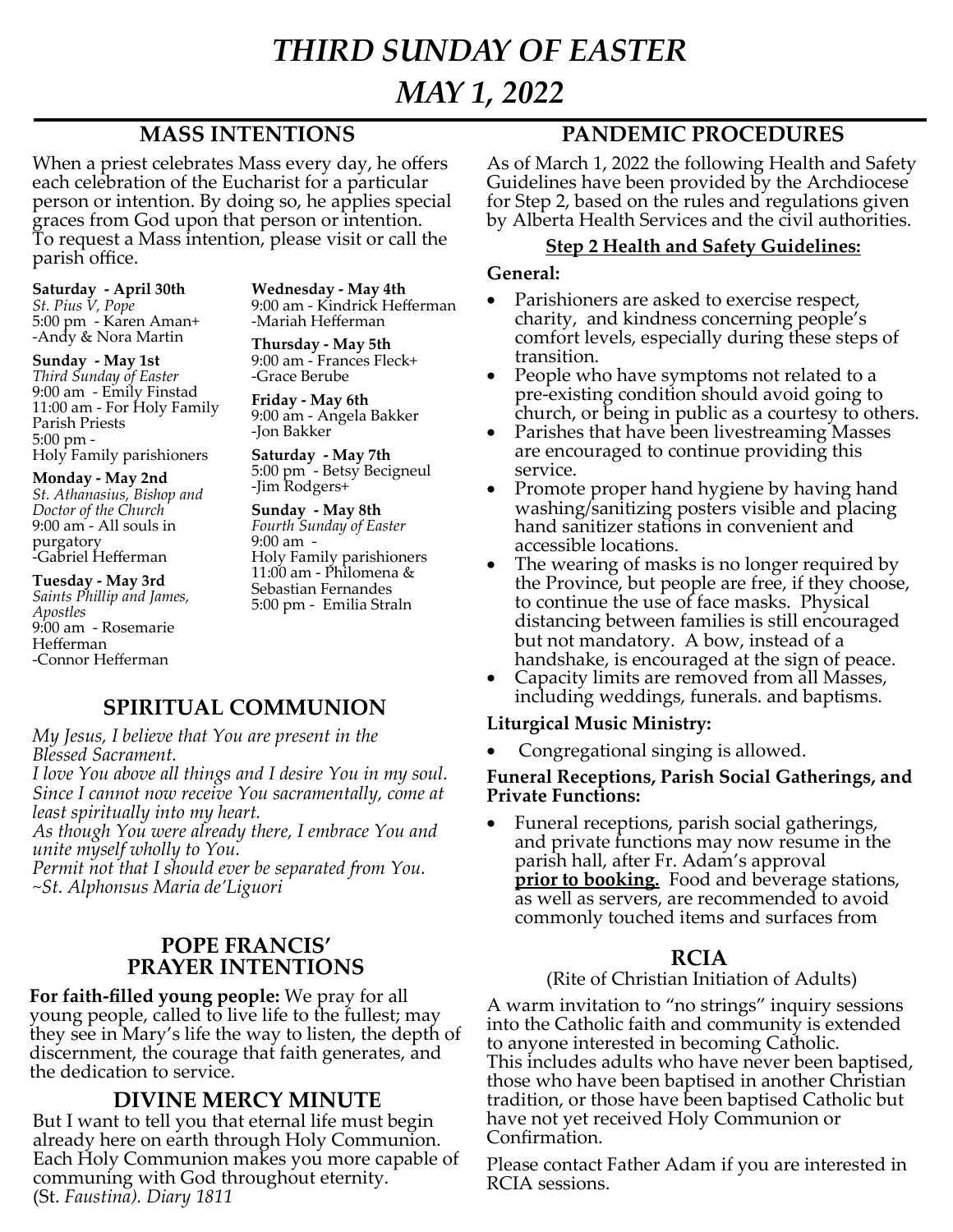# *THIRD SUNDAY OF EASTER*
# *MAY 1, 2022*

## MASS INTENTIONS

When a priest celebrates Mass every day, he offers each celebration of the Eucharist for a particular person or intention. By doing so, he applies special graces from God upon that person or intention. To request a Mass intention, please visit or call the parish office.

**Saturday - April 30th**
*St. Pius V, Pope*
5:00 pm - Karen Aman+
-Andy & Nora Martin

**Sunday - May 1st**
*Third Sunday of Easter*
9:00 am - Emily Finstad
11:00 am - For Holy Family Parish Priests
5:00 pm -
Holy Family parishioners

**Monday - May 2nd**
*St. Athanasius, Bishop and Doctor of the Church*
9:00 am - All souls in purgatory
-Gabriel Hefferman

**Tuesday - May 3rd**
*Saints Phillip and James, Apostles*
9:00 am - Rosemarie Hefferman
-Connor Hefferman

**Wednesday - May 4th**
9:00 am - Kindrick Hefferman
-Mariah Hefferman

**Thursday - May 5th**
9:00 am - Frances Fleck+
-Grace Berube

**Friday - May 6th**
9:00 am - Angela Bakker
-Jon Bakker

**Saturday - May 7th**
5:00 pm - Betsy Becigneul
-Jim Rodgers+

**Sunday - May 8th**
*Fourth Sunday of Easter*
9:00 am -
Holy Family parishioners
11:00 am - Philomena & Sebastian Fernandes
5:00 pm - Emilia Straln

## SPIRITUAL COMMUNION

*My Jesus, I believe that You are present in the Blessed Sacrament.*
*I love You above all things and I desire You in my soul.*
*Since I cannot now receive You sacramentally, come at least spiritually into my heart.*
*As though You were already there, I embrace You and unite myself wholly to You.*
*Permit not that I should ever be separated from You.*
*~St. Alphonsus Maria de'Liguori*

## POPE FRANCIS' PRAYER INTENTIONS

**For faith-filled young people:** We pray for all young people, called to live life to the fullest; may they see in Mary's life the way to listen, the depth of discernment, the courage that faith generates, and the dedication to service.

## DIVINE MERCY MINUTE

But I want to tell you that eternal life must begin already here on earth through Holy Communion. Each Holy Communion makes you more capable of communing with God throughout eternity.
(St. *Faustina). Diary 1811*

## PANDEMIC PROCEDURES

As of March 1, 2022 the following Health and Safety Guidelines have been provided by the Archdiocese for Step 2, based on the rules and regulations given by Alberta Health Services and the civil authorities.

**Step 2 Health and Safety Guidelines:**

**General:**

- Parishioners are asked to exercise respect, charity, and kindness concerning people's comfort levels, especially during these steps of transition.
- People who have symptoms not related to a pre-existing condition should avoid going to church, or being in public as a courtesy to others.
- Parishes that have been livestreaming Masses are encouraged to continue providing this service.
- Promote proper hand hygiene by having hand washing/sanitizing posters visible and placing hand sanitizer stations in convenient and accessible locations.
- The wearing of masks is no longer required by the Province, but people are free, if they choose, to continue the use of face masks. Physical distancing between families is still encouraged but not mandatory. A bow, instead of a handshake, is encouraged at the sign of peace.
- Capacity limits are removed from all Masses, including weddings, funerals. and baptisms.

**Liturgical Music Ministry:**

- Congregational singing is allowed.

**Funeral Receptions, Parish Social Gatherings, and Private Functions:**

- Funeral receptions, parish social gatherings, and private functions may now resume in the parish hall, after Fr. Adam's approval **prior to booking.** Food and beverage stations, as well as servers, are recommended to avoid commonly touched items and surfaces from

## RCIA

(Rite of Christian Initiation of Adults)

A warm invitation to "no strings" inquiry sessions into the Catholic faith and community is extended to anyone interested in becoming Catholic.
This includes adults who have never been baptised, those who have been baptised in another Christian tradition, or those have been baptised Catholic but have not yet received Holy Communion or Confirmation.

Please contact Father Adam if you are interested in RCIA sessions.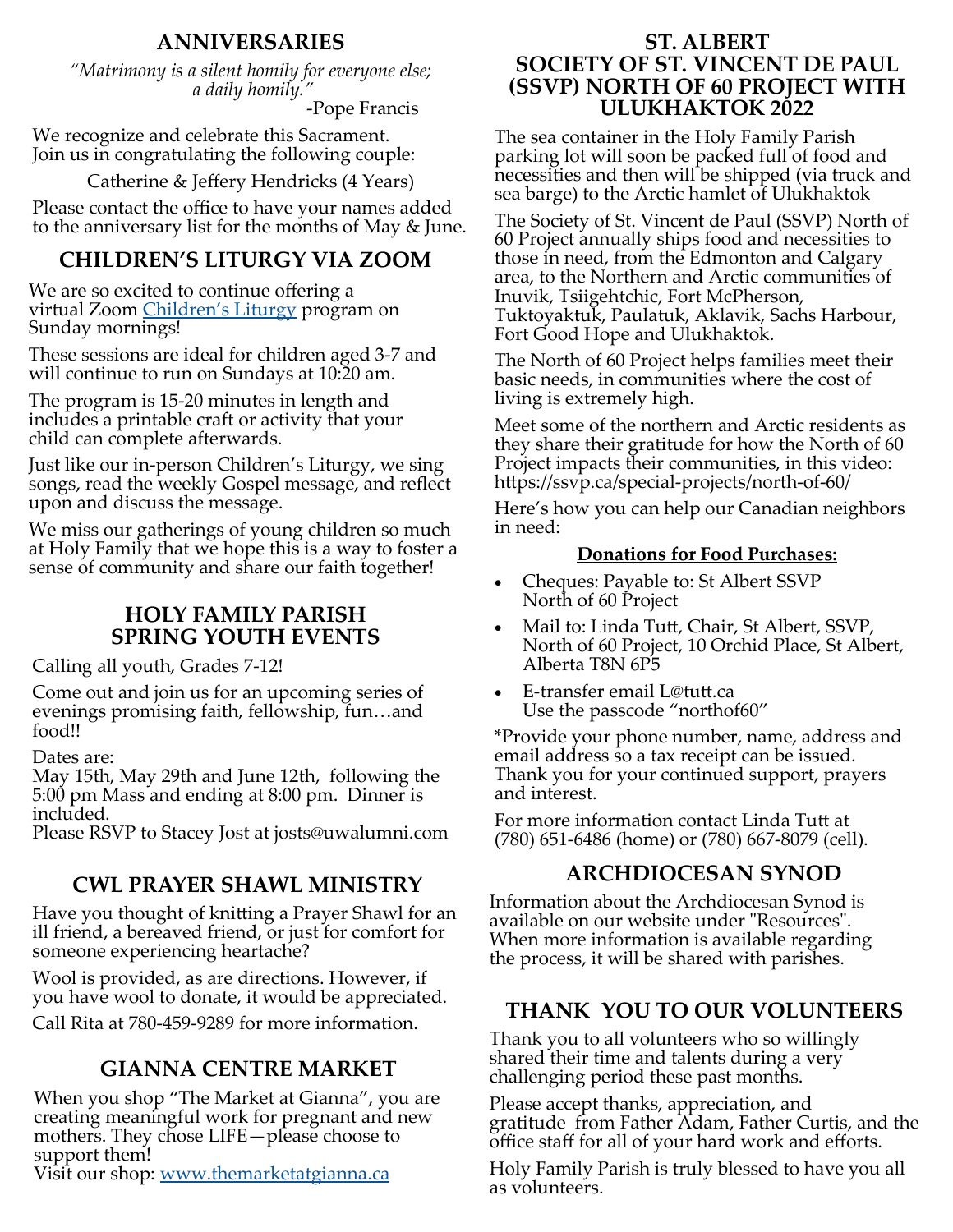## ANNIVERSARIES

*"Matrimony is a silent homily for everyone else; a daily homily."*

-Pope Francis

We recognize and celebrate this Sacrament. Join us in congratulating the following couple:

Catherine & Jeffery Hendricks (4 Years)

Please contact the office to have your names added to the anniversary list for the months of May & June.

## CHILDREN'S LITURGY VIA ZOOM

We are so excited to continue offering a virtual Zoom Children's Liturgy program on Sunday mornings!

These sessions are ideal for children aged 3-7 and will continue to run on Sundays at 10:20 am.

The program is 15-20 minutes in length and includes a printable craft or activity that your child can complete afterwards.

Just like our in-person Children's Liturgy, we sing songs, read the weekly Gospel message, and reflect upon and discuss the message.

We miss our gatherings of young children so much at Holy Family that we hope this is a way to foster a sense of community and share our faith together!

## HOLY FAMILY PARISH SPRING YOUTH EVENTS

Calling all youth, Grades 7-12!

Come out and join us for an upcoming series of evenings promising faith, fellowship, fun…and food!!

Dates are:
May 15th, May 29th and June 12th, following the 5:00 pm Mass and ending at 8:00 pm. Dinner is included.
Please RSVP to Stacey Jost at josts@uwalumni.com

## CWL PRAYER SHAWL MINISTRY

Have you thought of knitting a Prayer Shawl for an ill friend, a bereaved friend, or just for comfort for someone experiencing heartache?

Wool is provided, as are directions. However, if you have wool to donate, it would be appreciated.

Call Rita at 780-459-9289 for more information.

## GIANNA CENTRE MARKET

When you shop "The Market at Gianna", you are creating meaningful work for pregnant and new mothers. They chose LIFE—please choose to support them!
Visit our shop: www.themarketatgianna.ca

## ST. ALBERT SOCIETY OF ST. VINCENT DE PAUL (SSVP) NORTH OF 60 PROJECT WITH ULUKHAKTOK 2022

The sea container in the Holy Family Parish parking lot will soon be packed full of food and necessities and then will be shipped (via truck and sea barge) to the Arctic hamlet of Ulukhaktok

The Society of St. Vincent de Paul (SSVP) North of 60 Project annually ships food and necessities to those in need, from the Edmonton and Calgary area, to the Northern and Arctic communities of Inuvik, Tsiigehtchic, Fort McPherson, Tuktoyaktuk, Paulatuk, Aklavik, Sachs Harbour, Fort Good Hope and Ulukhaktok.

The North of 60 Project helps families meet their basic needs, in communities where the cost of living is extremely high.

Meet some of the northern and Arctic residents as they share their gratitude for how the North of 60 Project impacts their communities, in this video: https://ssvp.ca/special-projects/north-of-60/

Here's how you can help our Canadian neighbors in need:

**Donations for Food Purchases:**

- Cheques: Payable to: St Albert SSVP North of 60 Project
- Mail to: Linda Tutt, Chair, St Albert, SSVP, North of 60 Project, 10 Orchid Place, St Albert, Alberta T8N 6P5
- E-transfer email L@tutt.ca
  Use the passcode "northof60"

*Provide your phone number, name, address and email address so a tax receipt can be issued. Thank you for your continued support, prayers and interest.

For more information contact Linda Tutt at (780) 651-6486 (home) or (780) 667-8079 (cell).

## ARCHDIOCESAN SYNOD

Information about the Archdiocesan Synod is available on our website under "Resources". When more information is available regarding the process, it will be shared with parishes.

## THANK YOU TO OUR VOLUNTEERS

Thank you to all volunteers who so willingly shared their time and talents during a very challenging period these past months.

Please accept thanks, appreciation, and gratitude from Father Adam, Father Curtis, and the office staff for all of your hard work and efforts.

Holy Family Parish is truly blessed to have you all as volunteers.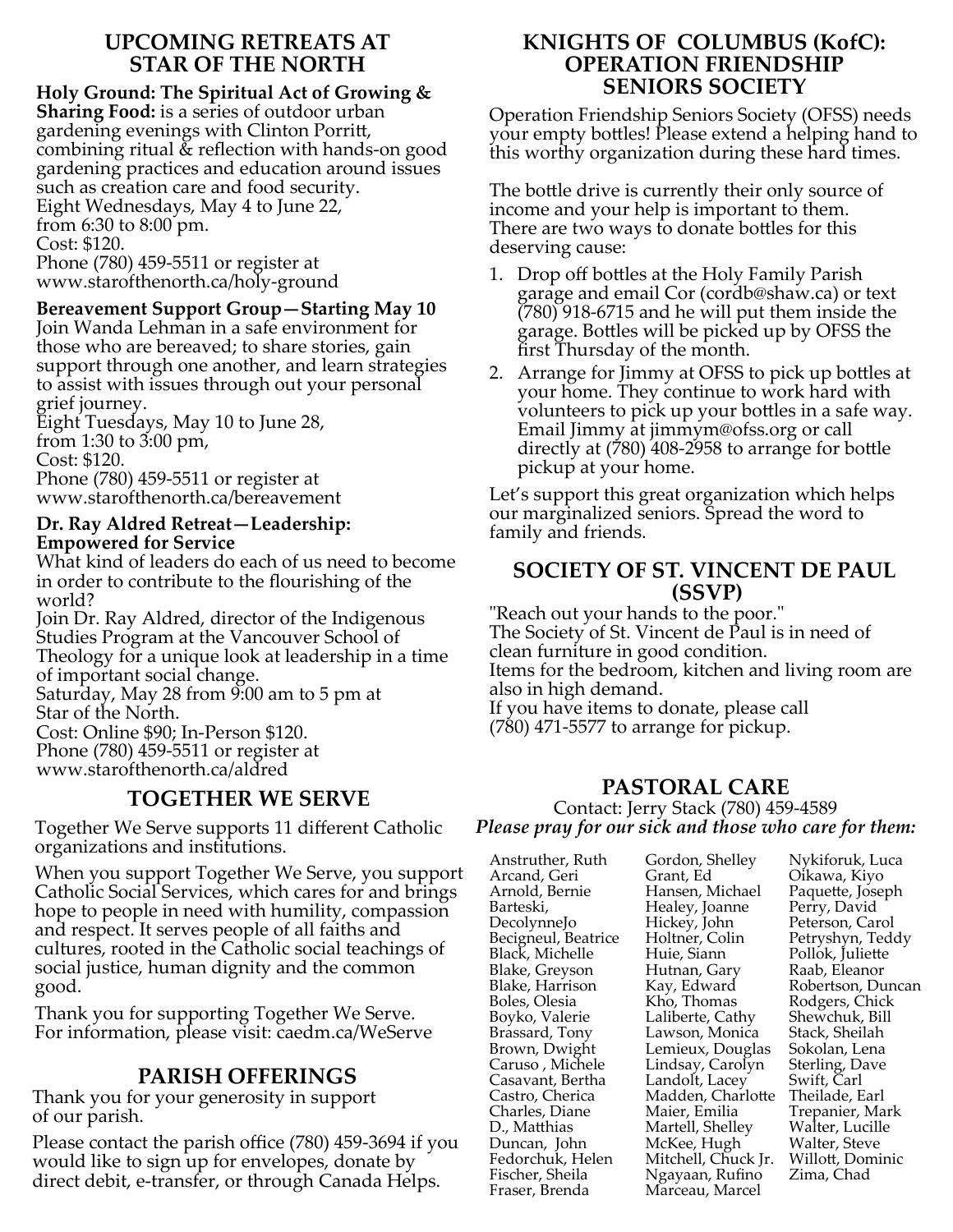## UPCOMING RETREATS AT STAR OF THE NORTH

**Holy Ground: The Spiritual Act of Growing & Sharing Food:** is a series of outdoor urban gardening evenings with Clinton Porritt, combining ritual & reflection with hands-on good gardening practices and education around issues such as creation care and food security.
Eight Wednesdays, May 4 to June 22,
from 6:30 to 8:00 pm.
Cost: $120.
Phone (780) 459-5511 or register at
www.starofthenorth.ca/holy-ground

**Bereavement Support Group—Starting May 10**
Join Wanda Lehman in a safe environment for those who are bereaved; to share stories, gain support through one another, and learn strategies to assist with issues through out your personal grief journey.
Eight Tuesdays, May 10 to June 28,
from 1:30 to 3:00 pm,
Cost: $120.
Phone (780) 459-5511 or register at
www.starofthenorth.ca/bereavement

**Dr. Ray Aldred Retreat—Leadership: Empowered for Service**
What kind of leaders do each of us need to become in order to contribute to the flourishing of the world?
Join Dr. Ray Aldred, director of the Indigenous Studies Program at the Vancouver School of Theology for a unique look at leadership in a time of important social change.
Saturday, May 28 from 9:00 am to 5 pm at Star of the North.
Cost: Online $90; In-Person $120.
Phone (780) 459-5511 or register at
www.starofthenorth.ca/aldred

## TOGETHER WE SERVE

Together We Serve supports 11 different Catholic organizations and institutions.

When you support Together We Serve, you support Catholic Social Services, which cares for and brings hope to people in need with humility, compassion and respect. It serves people of all faiths and cultures, rooted in the Catholic social teachings of social justice, human dignity and the common good.

Thank you for supporting Together We Serve.
For information, please visit: caedm.ca/WeServe

## PARISH OFFERINGS

Thank you for your generosity in support of our parish.

Please contact the parish office (780) 459-3694 if you would like to sign up for envelopes, donate by direct debit, e-transfer, or through Canada Helps.

## KNIGHTS OF COLUMBUS (KofC): OPERATION FRIENDSHIP SENIORS SOCIETY

Operation Friendship Seniors Society (OFSS) needs your empty bottles! Please extend a helping hand to this worthy organization during these hard times.

The bottle drive is currently their only source of income and your help is important to them. There are two ways to donate bottles for this deserving cause:

1. Drop off bottles at the Holy Family Parish garage and email Cor (cordb@shaw.ca) or text (780) 918-6715 and he will put them inside the garage. Bottles will be picked up by OFSS the first Thursday of the month.
2. Arrange for Jimmy at OFSS to pick up bottles at your home. They continue to work hard with volunteers to pick up your bottles in a safe way. Email Jimmy at jimmym@ofss.org or call directly at (780) 408-2958 to arrange for bottle pickup at your home.

Let's support this great organization which helps our marginalized seniors. Spread the word to family and friends.

## SOCIETY OF ST. VINCENT DE PAUL (SSVP)

"Reach out your hands to the poor."
The Society of St. Vincent de Paul is in need of clean furniture in good condition.
Items for the bedroom, kitchen and living room are also in high demand.
If you have items to donate, please call (780) 471-5577 to arrange for pickup.

## PASTORAL CARE

Contact: Jerry Stack (780) 459-4589

***Please pray for our sick and those who care for them:***

Anstruther, Ruth
Arcand, Geri
Arnold, Bernie
Barteski, DecolynneJo
Becigneul, Beatrice
Black, Michelle
Blake, Greyson
Blake, Harrison
Boles, Olesia
Boyko, Valerie
Brassard, Tony
Brown, Dwight
Caruso , Michele
Casavant, Bertha
Castro, Cherica
Charles, Diane
D., Matthias
Duncan, John
Fedorchuk, Helen
Fischer, Sheila
Fraser, Brenda
Gordon, Shelley
Grant, Ed
Hansen, Michael
Healey, Joanne
Hickey, John
Holtner, Colin
Huie, Siann
Hutnan, Gary
Kay, Edward
Kho, Thomas
Laliberte, Cathy
Lawson, Monica
Lemieux, Douglas
Lindsay, Carolyn
Landolt, Lacey
Madden, Charlotte
Maier, Emilia
Martell, Shelley
McKee, Hugh
Mitchell, Chuck Jr.
Ngayaan, Rufino
Marceau, Marcel
Nykiforuk, Luca
Oikawa, Kiyo
Paquette, Joseph
Perry, David
Peterson, Carol
Petryshyn, Teddy
Pollok, Juliette
Raab, Eleanor
Robertson, Duncan
Rodgers, Chick
Shewchuk, Bill
Stack, Sheilah
Sokolan, Lena
Sterling, Dave
Swift, Carl
Theilade, Earl
Trepanier, Mark
Walter, Lucille
Walter, Steve
Willott, Dominic
Zima, Chad